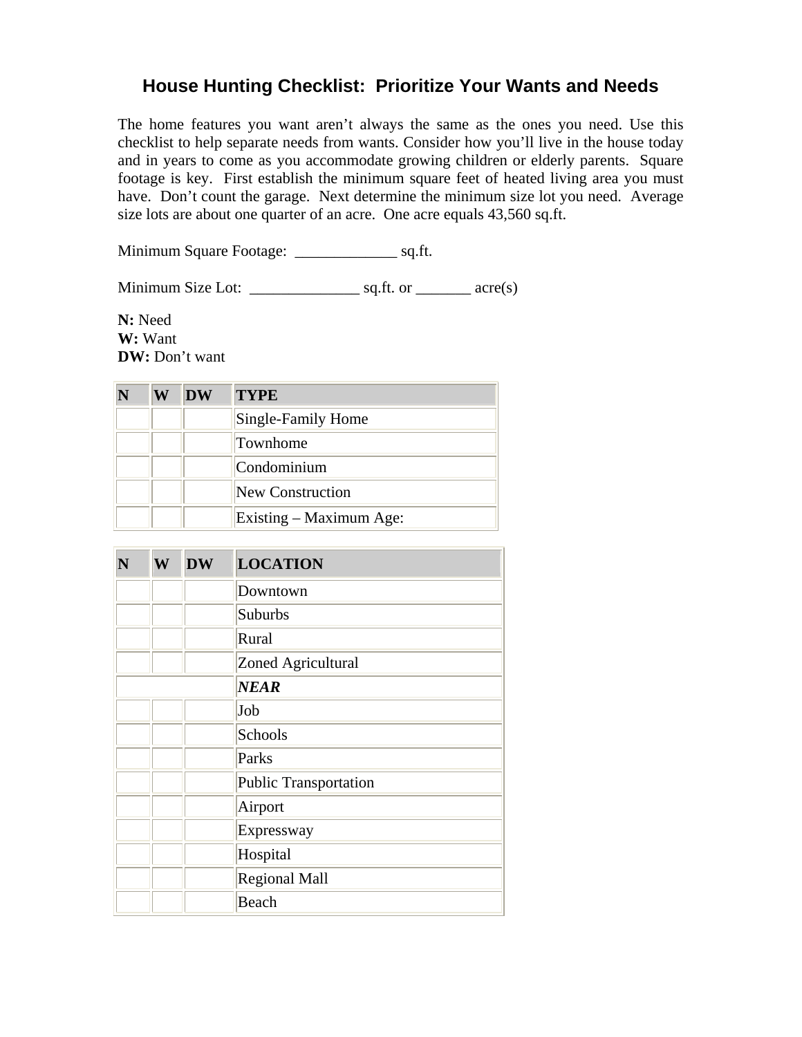# House Hunting Checklist: Prioritize Your Wants and Needs

The home features you want aren't always the same as the ones you need. Use this checklist to help separate needs from wants. Consider how you'll live in the house today and in years to come as you accommodate growing children or elderly parents. Square footage is key. First establish the minimum square feet of heated living area you must have. Don't count the garage. Next determine the minimum size lot you need. Average size lots are about one quarter of an acre. One acre equals 43,560 sq.ft.

Minimum Square Footage: _____________ sq.ft.

Minimum Size Lot: ______________ sq.ft. or _______ acre(s)

**N:** Need
**W:** Want
**DW:** Don't want

| N | W | DW | TYPE |
|---|---|---|---|
| | | | Single-Family Home |
| | | | Townhome |
| | | | Condominium |
| | | | New Construction |
| | | | Existing – Maximum Age: |

| N | W | DW | LOCATION |
|---|---|---|---|
| | | | Downtown |
| | | | Suburbs |
| | | | Rural |
| | | | Zoned Agricultural |
| | | | ***NEAR*** |
| | | | Job |
| | | | Schools |
| | | | Parks |
| | | | Public Transportation |
| | | | Airport |
| | | | Expressway |
| | | | Hospital |
| | | | Regional Mall |
| | | | Beach |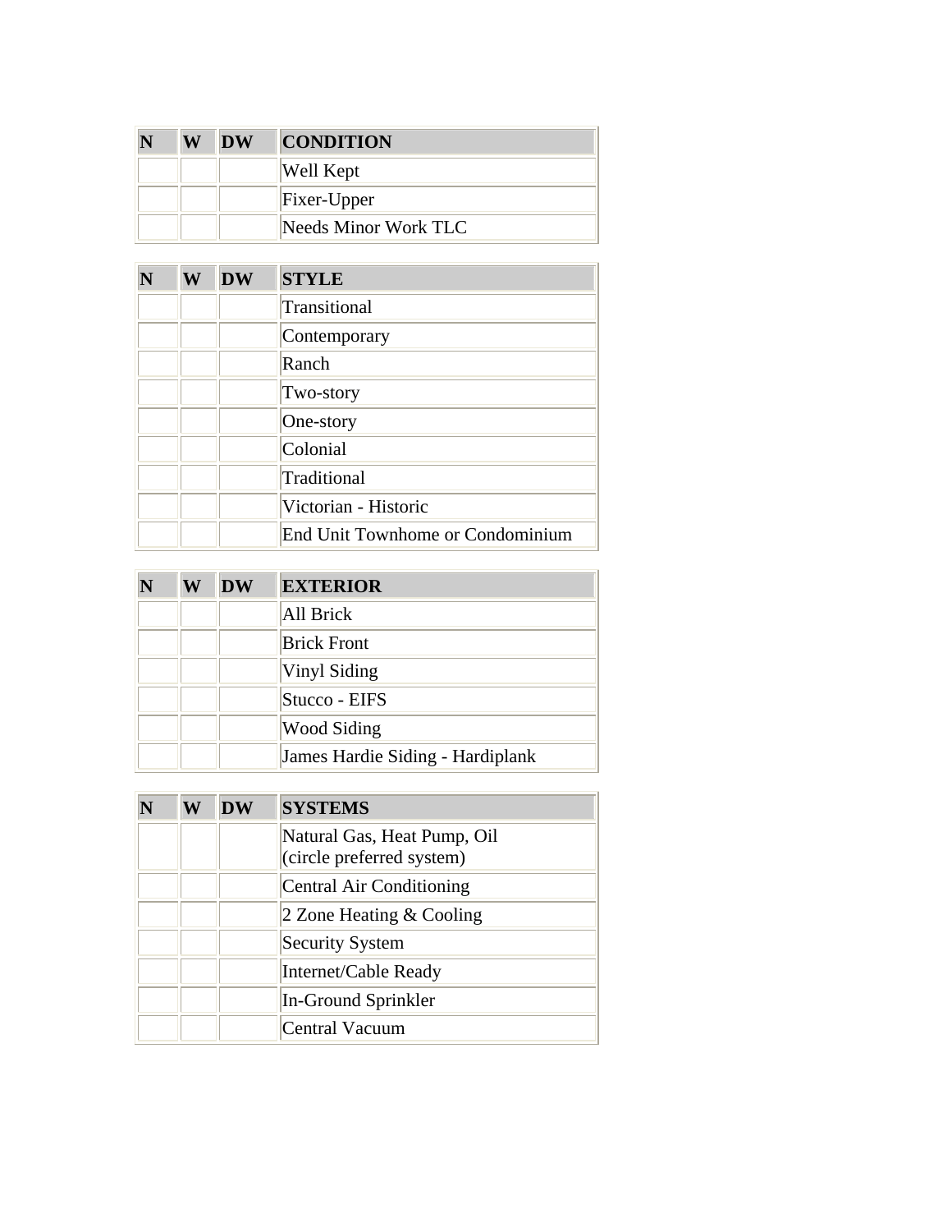| N | W | DW | CONDITION |
|---|---|---|---|
| | | | Well Kept |
| | | | Fixer-Upper |
| | | | Needs Minor Work TLC |

| N | W | DW | STYLE |
|---|---|---|---|
| | | | Transitional |
| | | | Contemporary |
| | | | Ranch |
| | | | Two-story |
| | | | One-story |
| | | | Colonial |
| | | | Traditional |
| | | | Victorian - Historic |
| | | | End Unit Townhome or Condominium |

| N | W | DW | EXTERIOR |
|---|---|---|---|
| | | | All Brick |
| | | | Brick Front |
| | | | Vinyl Siding |
| | | | Stucco - EIFS |
| | | | Wood Siding |
| | | | James Hardie Siding - Hardiplank |

| N | W | DW | SYSTEMS |
|---|---|---|---|
| | | | Natural Gas, Heat Pump, Oil (circle preferred system) |
| | | | Central Air Conditioning |
| | | | 2 Zone Heating & Cooling |
| | | | Security System |
| | | | Internet/Cable Ready |
| | | | In-Ground Sprinkler |
| | | | Central Vacuum |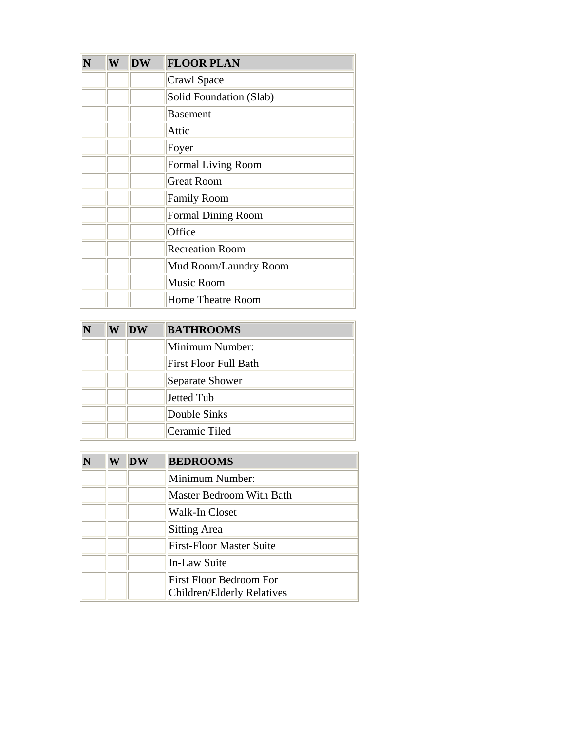| N | W | DW | FLOOR PLAN |
|---|---|---|---|
| | | | Crawl Space |
| | | | Solid Foundation (Slab) |
| | | | Basement |
| | | | Attic |
| | | | Foyer |
| | | | Formal Living Room |
| | | | Great Room |
| | | | Family Room |
| | | | Formal Dining Room |
| | | | Office |
| | | | Recreation Room |
| | | | Mud Room/Laundry Room |
| | | | Music Room |
| | | | Home Theatre Room |

| N | W | DW | BATHROOMS |
|---|---|---|---|
| | | | Minimum Number: |
| | | | First Floor Full Bath |
| | | | Separate Shower |
| | | | Jetted Tub |
| | | | Double Sinks |
| | | | Ceramic Tiled |

| N | W | DW | BEDROOMS |
|---|---|---|---|
| | | | Minimum Number: |
| | | | Master Bedroom With Bath |
| | | | Walk-In Closet |
| | | | Sitting Area |
| | | | First-Floor Master Suite |
| | | | In-Law Suite |
| | | | First Floor Bedroom For Children/Elderly Relatives |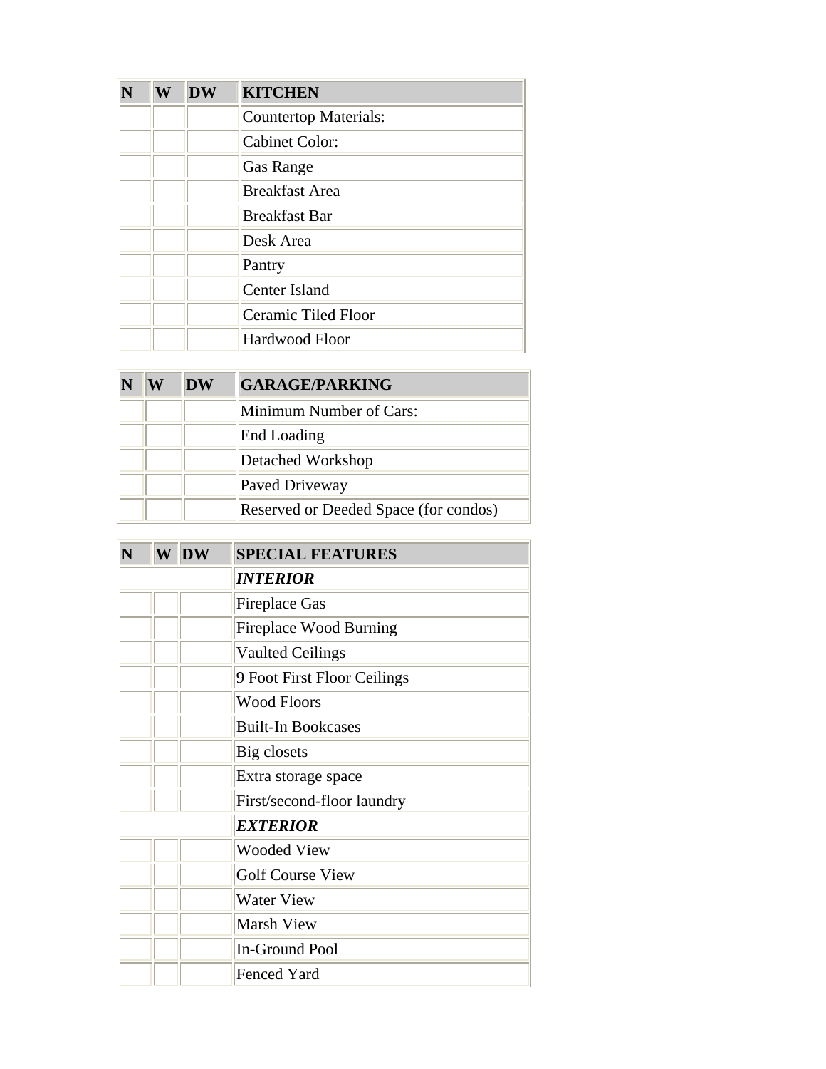| N | W | DW | KITCHEN |
| --- | --- | --- | --- |
| | | | Countertop Materials: |
| | | | Cabinet Color: |
| | | | Gas Range |
| | | | Breakfast Area |
| | | | Breakfast Bar |
| | | | Desk Area |
| | | | Pantry |
| | | | Center Island |
| | | | Ceramic Tiled Floor |
| | | | Hardwood Floor |

| N | W | DW | GARAGE/PARKING |
| --- | --- | --- | --- |
| | | | Minimum Number of Cars: |
| | | | End Loading |
| | | | Detached Workshop |
| | | | Paved Driveway |
| | | | Reserved or Deeded Space (for condos) |

| N | W | DW | SPECIAL FEATURES |
| --- | --- | --- | --- |
| | | | ***INTERIOR*** |
| | | | Fireplace Gas |
| | | | Fireplace Wood Burning |
| | | | Vaulted Ceilings |
| | | | 9 Foot First Floor Ceilings |
| | | | Wood Floors |
| | | | Built-In Bookcases |
| | | | Big closets |
| | | | Extra storage space |
| | | | First/second-floor laundry |
| | | | ***EXTERIOR*** |
| | | | Wooded View |
| | | | Golf Course View |
| | | | Water View |
| | | | Marsh View |
| | | | In-Ground Pool |
| | | | Fenced Yard |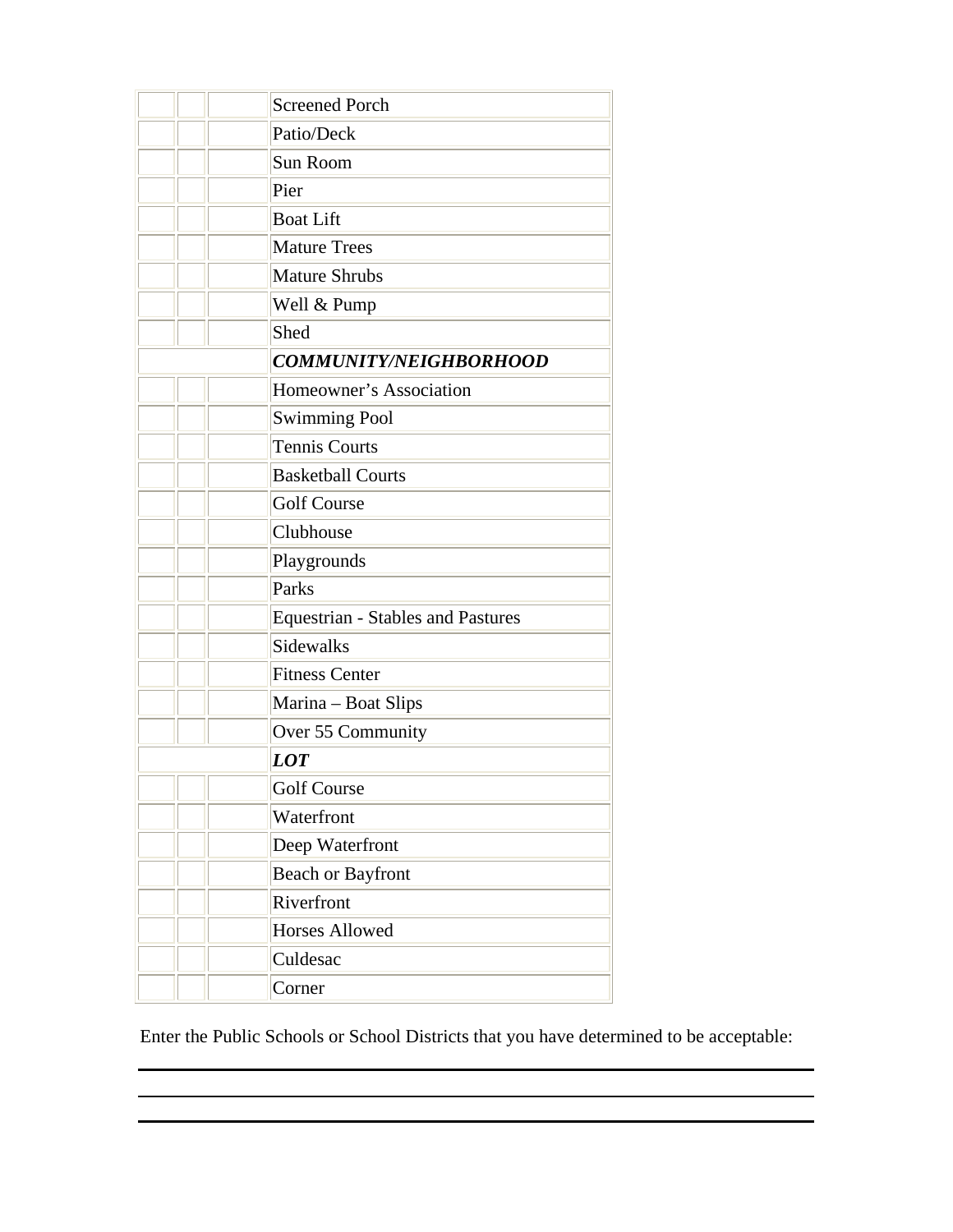| | | | |
|---|---|---|---|
| | | | Screened Porch |
| | | | Patio/Deck |
| | | | Sun Room |
| | | | Pier |
| | | | Boat Lift |
| | | | Mature Trees |
| | | | Mature Shrubs |
| | | | Well & Pump |
| | | | Shed |
| | | | ***COMMUNITY/NEIGHBORHOOD*** |
| | | | Homeowner's Association |
| | | | Swimming Pool |
| | | | Tennis Courts |
| | | | Basketball Courts |
| | | | Golf Course |
| | | | Clubhouse |
| | | | Playgrounds |
| | | | Parks |
| | | | Equestrian - Stables and Pastures |
| | | | Sidewalks |
| | | | Fitness Center |
| | | | Marina – Boat Slips |
| | | | Over 55 Community |
| | | | ***LOT*** |
| | | | Golf Course |
| | | | Waterfront |
| | | | Deep Waterfront |
| | | | Beach or Bayfront |
| | | | Riverfront |
| | | | Horses Allowed |
| | | | Culdesac |
| | | | Corner |

Enter the Public Schools or School Districts that you have determined to be acceptable:

______________________________________________________________________

______________________________________________________________________

______________________________________________________________________